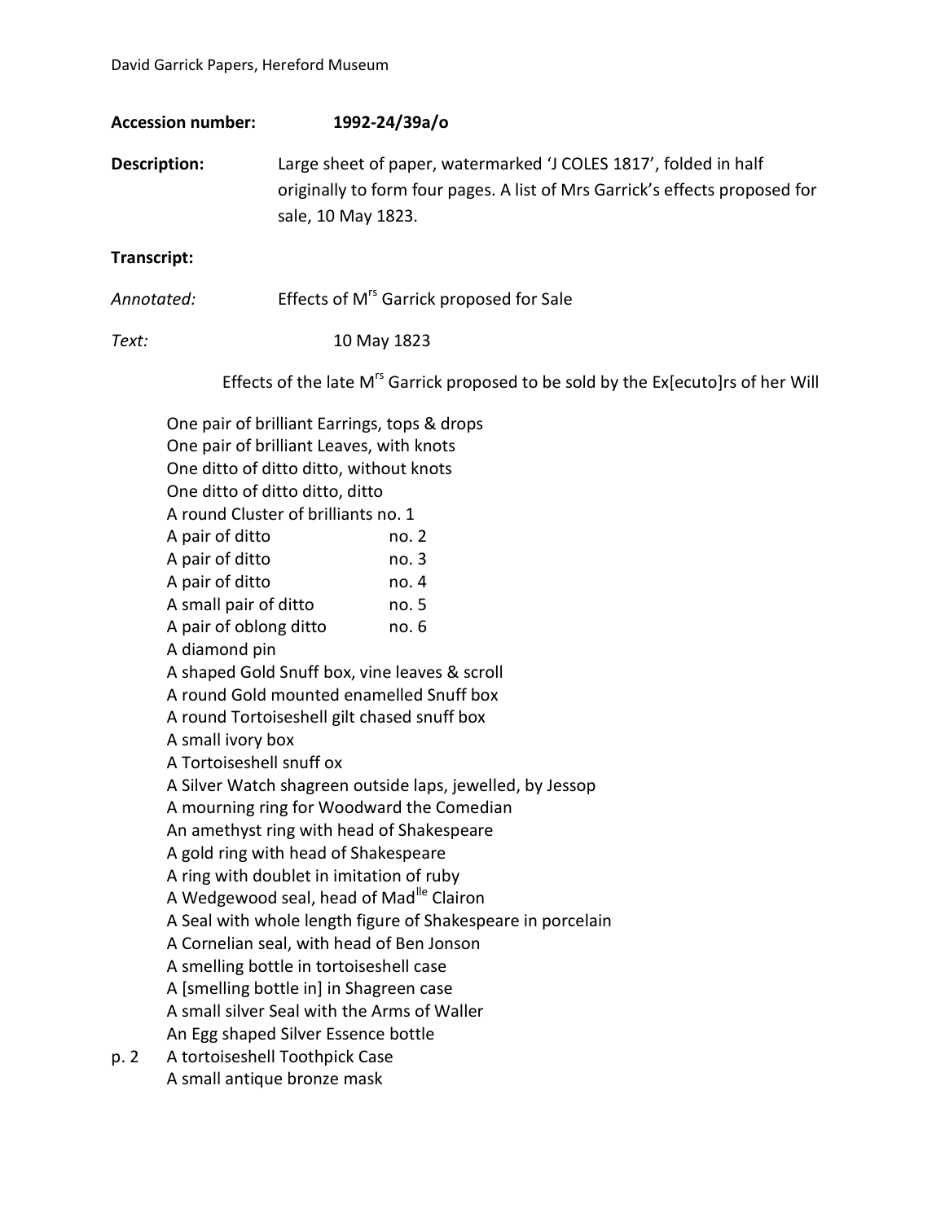**Accession number:** 1992-24/39a/o

**Description:** Large sheet of paper, watermarked 'J COLES 1817', folded in half originally to form four pages. A list of Mrs Garrick's effects proposed for sale, 10 May 1823.

**Transcript:**

*Annotated:* Effects of M$^{rs}$ Garrick proposed for Sale

*Text:* 10 May 1823

Effects of the late M$^{rs}$ Garrick proposed to be sold by the Ex[ecuto]rs of her Will

One pair of brilliant Earrings, tops & drops
One pair of brilliant Leaves, with knots
One ditto of ditto ditto, without knots
One ditto of ditto ditto, ditto
A round Cluster of brilliants no. 1
A pair of ditto no. 2
A pair of ditto no. 3
A pair of ditto no. 4
A small pair of ditto no. 5
A pair of oblong ditto no. 6
A diamond pin
A shaped Gold Snuff box, vine leaves & scroll
A round Gold mounted enamelled Snuff box
A round Tortoiseshell gilt chased snuff box
A small ivory box
A Tortoiseshell snuff ox
A Silver Watch shagreen outside laps, jewelled, by Jessop
A mourning ring for Woodward the Comedian
An amethyst ring with head of Shakespeare
A gold ring with head of Shakespeare
A ring with doublet in imitation of ruby
A Wedgewood seal, head of Mad$^{lle}$ Clairon
A Seal with whole length figure of Shakespeare in porcelain
A Cornelian seal, with head of Ben Jonson
A smelling bottle in tortoiseshell case
A [smelling bottle in] in Shagreen case
A small silver Seal with the Arms of Waller
An Egg shaped Silver Essence bottle

p. 2 A tortoiseshell Toothpick Case
A small antique bronze mask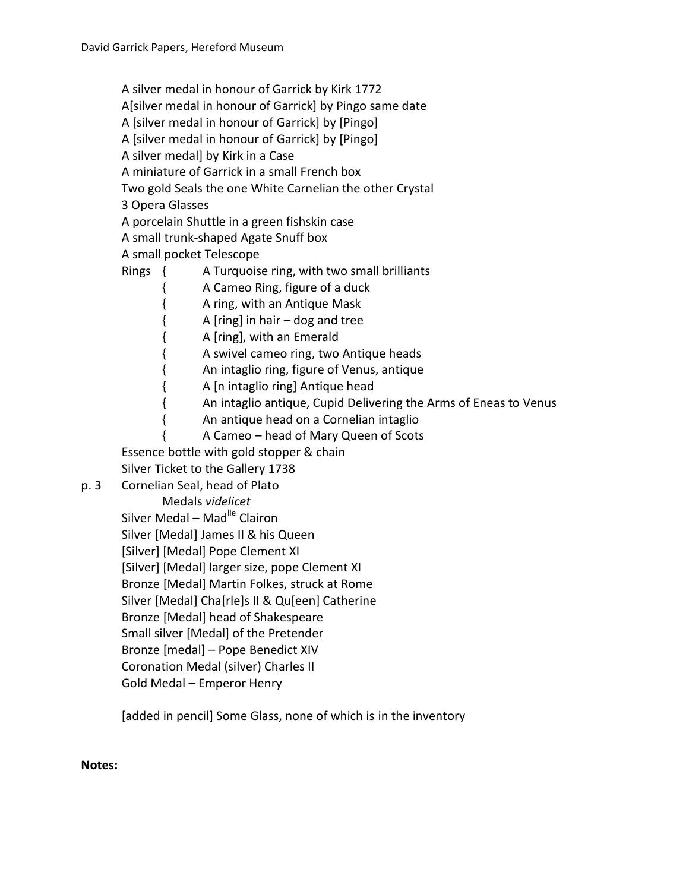A silver medal in honour of Garrick by Kirk 1772
A[silver medal in honour of Garrick] by Pingo same date
A [silver medal in honour of Garrick] by [Pingo]
A [silver medal in honour of Garrick] by [Pingo]
A silver medal] by Kirk in a Case
A miniature of Garrick in a small French box
Two gold Seals the one White Carnelian the other Crystal
3 Opera Glasses
A porcelain Shuttle in a green fishskin case
A small trunk-shaped Agate Snuff box
A small pocket Telescope
Rings { A Turquoise ring, with two small brilliants
{ A Cameo Ring, figure of a duck
{ A ring, with an Antique Mask
{ A [ring] in hair – dog and tree
{ A [ring], with an Emerald
{ A swivel cameo ring, two Antique heads
{ An intaglio ring, figure of Venus, antique
{ A [n intaglio ring] Antique head
{ An intaglio antique, Cupid Delivering the Arms of Eneas to Venus
{ An antique head on a Cornelian intaglio
{ A Cameo – head of Mary Queen of Scots
Essence bottle with gold stopper & chain
Silver Ticket to the Gallery 1738
p. 3 Cornelian Seal, head of Plato
Medals *videlicet*
Silver Medal – Mad[lle] Clairon
Silver [Medal] James II & his Queen
[Silver] [Medal] Pope Clement XI
[Silver] [Medal] larger size, pope Clement XI
Bronze [Medal] Martin Folkes, struck at Rome
Silver [Medal] Cha[rle]s II & Qu[een] Catherine
Bronze [Medal] head of Shakespeare
Small silver [Medal] of the Pretender
Bronze [medal] – Pope Benedict XIV
Coronation Medal (silver) Charles II
Gold Medal – Emperor Henry

[added in pencil] Some Glass, none of which is in the inventory

**Notes:**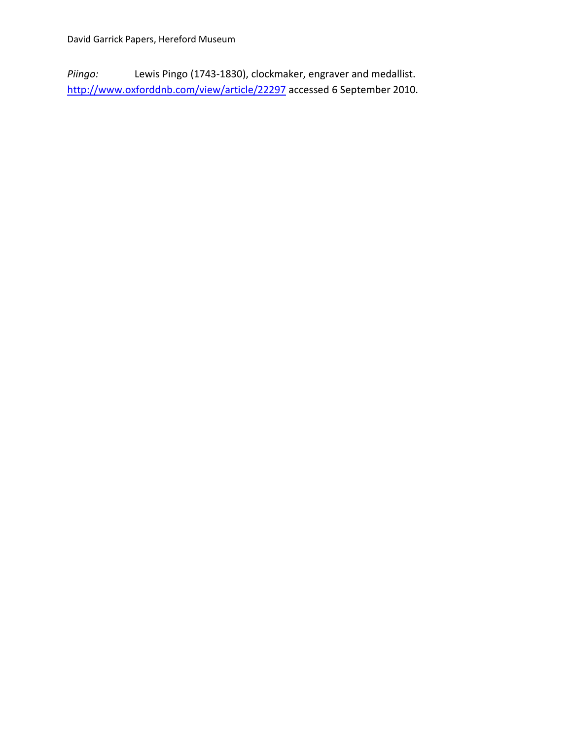*Piingo:* Lewis Pingo (1743-1830), clockmaker, engraver and medallist. http://www.oxforddnb.com/view/article/22297 accessed 6 September 2010.